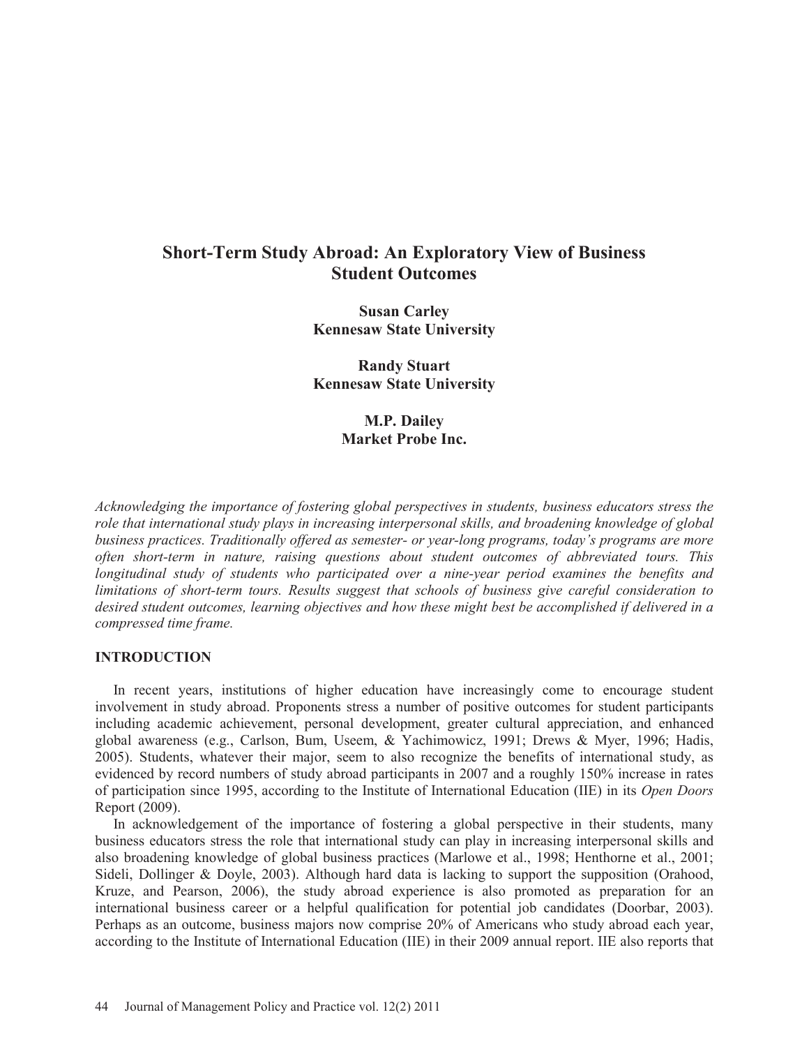# Short-Term Study Abroad: An Exploratory View of Business Student Outcomes

**Susan Carley**
**Kennesaw State University**

**Randy Stuart**
**Kennesaw State University**

**M.P. Dailey**
**Market Probe Inc.**

*Acknowledging the importance of fostering global perspectives in students, business educators stress the role that international study plays in increasing interpersonal skills, and broadening knowledge of global business practices. Traditionally offered as semester- or year-long programs, today's programs are more often short-term in nature, raising questions about student outcomes of abbreviated tours. This longitudinal study of students who participated over a nine-year period examines the benefits and limitations of short-term tours. Results suggest that schools of business give careful consideration to desired student outcomes, learning objectives and how these might best be accomplished if delivered in a compressed time frame.*

## INTRODUCTION

In recent years, institutions of higher education have increasingly come to encourage student involvement in study abroad. Proponents stress a number of positive outcomes for student participants including academic achievement, personal development, greater cultural appreciation, and enhanced global awareness (e.g., Carlson, Bum, Useem, & Yachimowicz, 1991; Drews & Myer, 1996; Hadis, 2005). Students, whatever their major, seem to also recognize the benefits of international study, as evidenced by record numbers of study abroad participants in 2007 and a roughly 150% increase in rates of participation since 1995, according to the Institute of International Education (IIE) in its *Open Doors* Report (2009).

In acknowledgement of the importance of fostering a global perspective in their students, many business educators stress the role that international study can play in increasing interpersonal skills and also broadening knowledge of global business practices (Marlowe et al., 1998; Henthorne et al., 2001; Sideli, Dollinger & Doyle, 2003). Although hard data is lacking to support the supposition (Orahood, Kruze, and Pearson, 2006), the study abroad experience is also promoted as preparation for an international business career or a helpful qualification for potential job candidates (Doorbar, 2003). Perhaps as an outcome, business majors now comprise 20% of Americans who study abroad each year, according to the Institute of International Education (IIE) in their 2009 annual report. IIE also reports that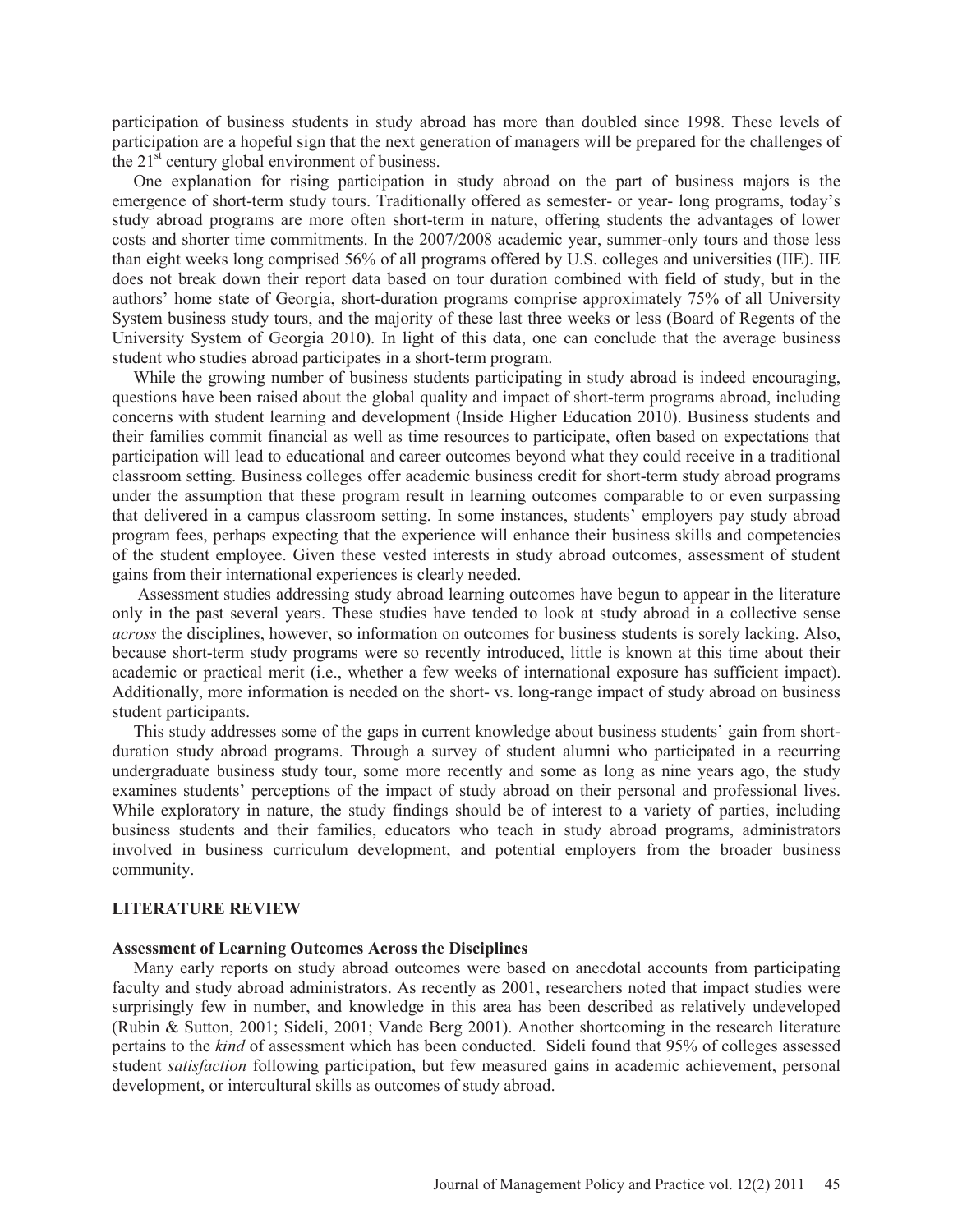participation of business students in study abroad has more than doubled since 1998. These levels of participation are a hopeful sign that the next generation of managers will be prepared for the challenges of the 21st century global environment of business.

One explanation for rising participation in study abroad on the part of business majors is the emergence of short-term study tours. Traditionally offered as semester- or year- long programs, today's study abroad programs are more often short-term in nature, offering students the advantages of lower costs and shorter time commitments. In the 2007/2008 academic year, summer-only tours and those less than eight weeks long comprised 56% of all programs offered by U.S. colleges and universities (IIE). IIE does not break down their report data based on tour duration combined with field of study, but in the authors' home state of Georgia, short-duration programs comprise approximately 75% of all University System business study tours, and the majority of these last three weeks or less (Board of Regents of the University System of Georgia 2010). In light of this data, one can conclude that the average business student who studies abroad participates in a short-term program.

While the growing number of business students participating in study abroad is indeed encouraging, questions have been raised about the global quality and impact of short-term programs abroad, including concerns with student learning and development (Inside Higher Education 2010). Business students and their families commit financial as well as time resources to participate, often based on expectations that participation will lead to educational and career outcomes beyond what they could receive in a traditional classroom setting. Business colleges offer academic business credit for short-term study abroad programs under the assumption that these program result in learning outcomes comparable to or even surpassing that delivered in a campus classroom setting. In some instances, students' employers pay study abroad program fees, perhaps expecting that the experience will enhance their business skills and competencies of the student employee. Given these vested interests in study abroad outcomes, assessment of student gains from their international experiences is clearly needed.

Assessment studies addressing study abroad learning outcomes have begun to appear in the literature only in the past several years. These studies have tended to look at study abroad in a collective sense *across* the disciplines, however, so information on outcomes for business students is sorely lacking. Also, because short-term study programs were so recently introduced, little is known at this time about their academic or practical merit (i.e., whether a few weeks of international exposure has sufficient impact). Additionally, more information is needed on the short- vs. long-range impact of study abroad on business student participants.

This study addresses some of the gaps in current knowledge about business students' gain from short-duration study abroad programs. Through a survey of student alumni who participated in a recurring undergraduate business study tour, some more recently and some as long as nine years ago, the study examines students' perceptions of the impact of study abroad on their personal and professional lives. While exploratory in nature, the study findings should be of interest to a variety of parties, including business students and their families, educators who teach in study abroad programs, administrators involved in business curriculum development, and potential employers from the broader business community.

## LITERATURE REVIEW

### Assessment of Learning Outcomes Across the Disciplines

Many early reports on study abroad outcomes were based on anecdotal accounts from participating faculty and study abroad administrators. As recently as 2001, researchers noted that impact studies were surprisingly few in number, and knowledge in this area has been described as relatively undeveloped (Rubin & Sutton, 2001; Sideli, 2001; Vande Berg 2001). Another shortcoming in the research literature pertains to the *kind* of assessment which has been conducted. Sideli found that 95% of colleges assessed student *satisfaction* following participation, but few measured gains in academic achievement, personal development, or intercultural skills as outcomes of study abroad.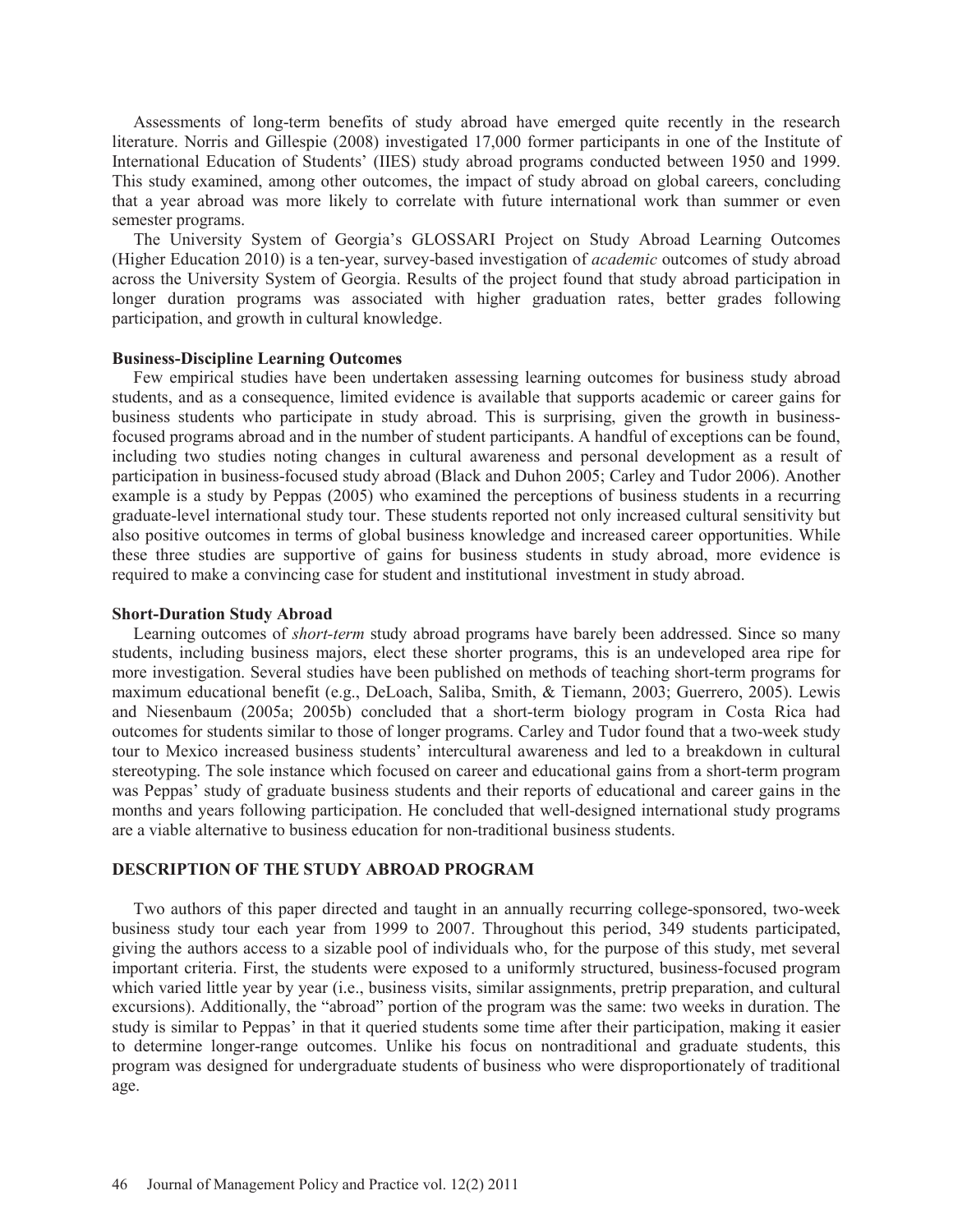Assessments of long-term benefits of study abroad have emerged quite recently in the research literature. Norris and Gillespie (2008) investigated 17,000 former participants in one of the Institute of International Education of Students' (IIES) study abroad programs conducted between 1950 and 1999. This study examined, among other outcomes, the impact of study abroad on global careers, concluding that a year abroad was more likely to correlate with future international work than summer or even semester programs.

The University System of Georgia's GLOSSARI Project on Study Abroad Learning Outcomes (Higher Education 2010) is a ten-year, survey-based investigation of *academic* outcomes of study abroad across the University System of Georgia. Results of the project found that study abroad participation in longer duration programs was associated with higher graduation rates, better grades following participation, and growth in cultural knowledge.

### Business-Discipline Learning Outcomes

Few empirical studies have been undertaken assessing learning outcomes for business study abroad students, and as a consequence, limited evidence is available that supports academic or career gains for business students who participate in study abroad. This is surprising, given the growth in business-focused programs abroad and in the number of student participants. A handful of exceptions can be found, including two studies noting changes in cultural awareness and personal development as a result of participation in business-focused study abroad (Black and Duhon 2005; Carley and Tudor 2006). Another example is a study by Peppas (2005) who examined the perceptions of business students in a recurring graduate-level international study tour. These students reported not only increased cultural sensitivity but also positive outcomes in terms of global business knowledge and increased career opportunities. While these three studies are supportive of gains for business students in study abroad, more evidence is required to make a convincing case for student and institutional investment in study abroad.

### Short-Duration Study Abroad

Learning outcomes of *short-term* study abroad programs have barely been addressed. Since so many students, including business majors, elect these shorter programs, this is an undeveloped area ripe for more investigation. Several studies have been published on methods of teaching short-term programs for maximum educational benefit (e.g., DeLoach, Saliba, Smith, & Tiemann, 2003; Guerrero, 2005). Lewis and Niesenbaum (2005a; 2005b) concluded that a short-term biology program in Costa Rica had outcomes for students similar to those of longer programs. Carley and Tudor found that a two-week study tour to Mexico increased business students' intercultural awareness and led to a breakdown in cultural stereotyping. The sole instance which focused on career and educational gains from a short-term program was Peppas' study of graduate business students and their reports of educational and career gains in the months and years following participation. He concluded that well-designed international study programs are a viable alternative to business education for non-traditional business students.

## DESCRIPTION OF THE STUDY ABROAD PROGRAM

Two authors of this paper directed and taught in an annually recurring college-sponsored, two-week business study tour each year from 1999 to 2007. Throughout this period, 349 students participated, giving the authors access to a sizable pool of individuals who, for the purpose of this study, met several important criteria. First, the students were exposed to a uniformly structured, business-focused program which varied little year by year (i.e., business visits, similar assignments, pretrip preparation, and cultural excursions). Additionally, the "abroad" portion of the program was the same: two weeks in duration. The study is similar to Peppas' in that it queried students some time after their participation, making it easier to determine longer-range outcomes. Unlike his focus on nontraditional and graduate students, this program was designed for undergraduate students of business who were disproportionately of traditional age.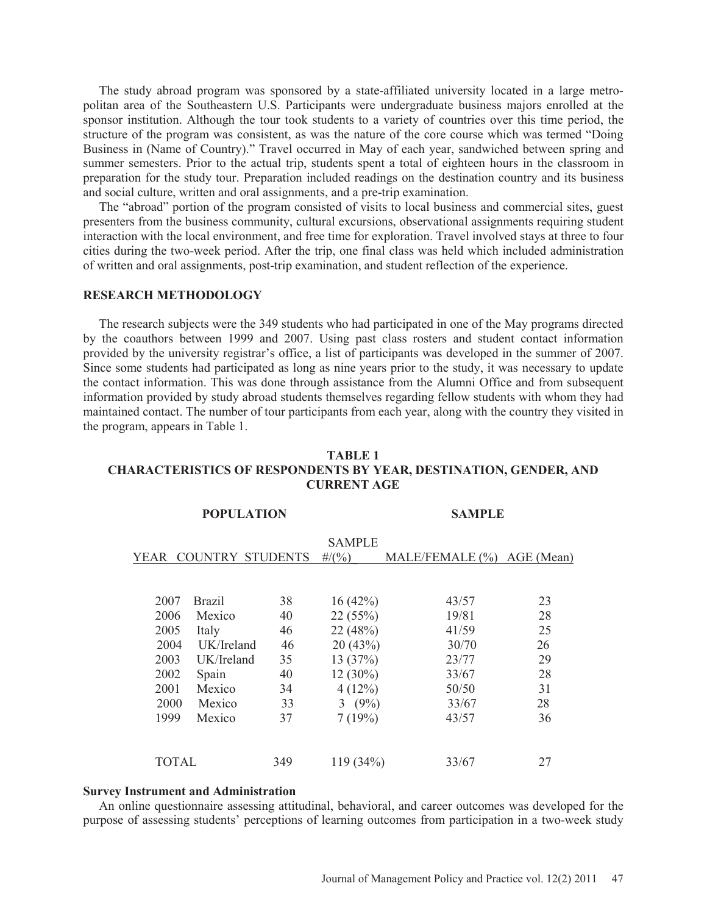The study abroad program was sponsored by a state-affiliated university located in a large metropolitan area of the Southeastern U.S. Participants were undergraduate business majors enrolled at the sponsor institution. Although the tour took students to a variety of countries over this time period, the structure of the program was consistent, as was the nature of the core course which was termed "Doing Business in (Name of Country)." Travel occurred in May of each year, sandwiched between spring and summer semesters. Prior to the actual trip, students spent a total of eighteen hours in the classroom in preparation for the study tour. Preparation included readings on the destination country and its business and social culture, written and oral assignments, and a pre-trip examination.

The "abroad" portion of the program consisted of visits to local business and commercial sites, guest presenters from the business community, cultural excursions, observational assignments requiring student interaction with the local environment, and free time for exploration. Travel involved stays at three to four cities during the two-week period. After the trip, one final class was held which included administration of written and oral assignments, post-trip examination, and student reflection of the experience.

## RESEARCH METHODOLOGY

The research subjects were the 349 students who had participated in one of the May programs directed by the coauthors between 1999 and 2007. Using past class rosters and student contact information provided by the university registrar's office, a list of participants was developed in the summer of 2007. Since some students had participated as long as nine years prior to the study, it was necessary to update the contact information. This was done through assistance from the Alumni Office and from subsequent information provided by study abroad students themselves regarding fellow students with whom they had maintained contact. The number of tour participants from each year, along with the country they visited in the program, appears in Table 1.

**TABLE 1**
**CHARACTERISTICS OF RESPONDENTS BY YEAR, DESTINATION, GENDER, AND CURRENT AGE**

| POPULATION | | | SAMPLE | | |
|---|---|---|---|---|---|
| YEAR | COUNTRY | STUDENTS | SAMPLE #/(%) | MALE/FEMALE (%) | AGE (Mean) |
| 2007 | Brazil | 38 | 16 (42%) | 43/57 | 23 |
| 2006 | Mexico | 40 | 22 (55%) | 19/81 | 28 |
| 2005 | Italy | 46 | 22 (48%) | 41/59 | 25 |
| 2004 | UK/Ireland | 46 | 20 (43%) | 30/70 | 26 |
| 2003 | UK/Ireland | 35 | 13 (37%) | 23/77 | 29 |
| 2002 | Spain | 40 | 12 (30%) | 33/67 | 28 |
| 2001 | Mexico | 34 | 4 (12%) | 50/50 | 31 |
| 2000 | Mexico | 33 | 3 (9%) | 33/67 | 28 |
| 1999 | Mexico | 37 | 7 (19%) | 43/57 | 36 |
| TOTAL | | 349 | 119 (34%) | 33/67 | 27 |

### Survey Instrument and Administration

An online questionnaire assessing attitudinal, behavioral, and career outcomes was developed for the purpose of assessing students' perceptions of learning outcomes from participation in a two-week study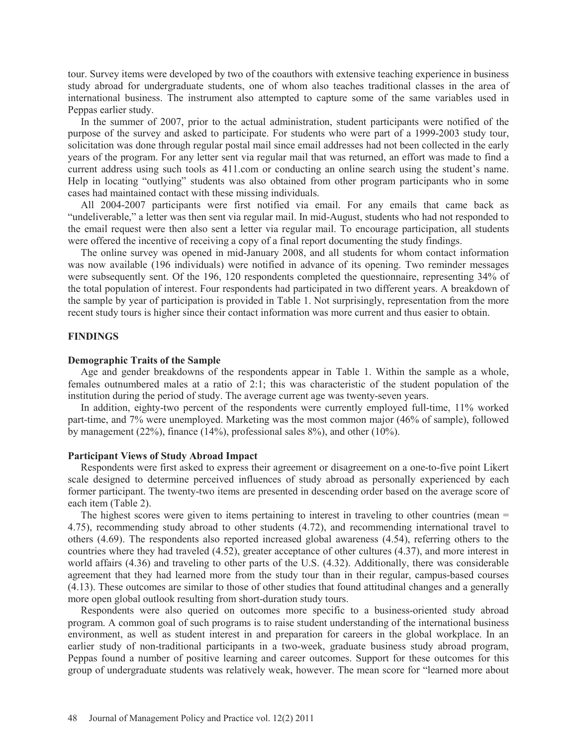tour. Survey items were developed by two of the coauthors with extensive teaching experience in business study abroad for undergraduate students, one of whom also teaches traditional classes in the area of international business. The instrument also attempted to capture some of the same variables used in Peppas earlier study.

In the summer of 2007, prior to the actual administration, student participants were notified of the purpose of the survey and asked to participate. For students who were part of a 1999-2003 study tour, solicitation was done through regular postal mail since email addresses had not been collected in the early years of the program. For any letter sent via regular mail that was returned, an effort was made to find a current address using such tools as 411.com or conducting an online search using the student's name. Help in locating "outlying" students was also obtained from other program participants who in some cases had maintained contact with these missing individuals.

All 2004-2007 participants were first notified via email. For any emails that came back as "undeliverable," a letter was then sent via regular mail. In mid-August, students who had not responded to the email request were then also sent a letter via regular mail. To encourage participation, all students were offered the incentive of receiving a copy of a final report documenting the study findings.

The online survey was opened in mid-January 2008, and all students for whom contact information was now available (196 individuals) were notified in advance of its opening. Two reminder messages were subsequently sent. Of the 196, 120 respondents completed the questionnaire, representing 34% of the total population of interest. Four respondents had participated in two different years. A breakdown of the sample by year of participation is provided in Table 1. Not surprisingly, representation from the more recent study tours is higher since their contact information was more current and thus easier to obtain.

## FINDINGS

### Demographic Traits of the Sample

Age and gender breakdowns of the respondents appear in Table 1. Within the sample as a whole, females outnumbered males at a ratio of 2:1; this was characteristic of the student population of the institution during the period of study. The average current age was twenty-seven years.

In addition, eighty-two percent of the respondents were currently employed full-time, 11% worked part-time, and 7% were unemployed. Marketing was the most common major (46% of sample), followed by management (22%), finance (14%), professional sales 8%), and other (10%).

### Participant Views of Study Abroad Impact

Respondents were first asked to express their agreement or disagreement on a one-to-five point Likert scale designed to determine perceived influences of study abroad as personally experienced by each former participant. The twenty-two items are presented in descending order based on the average score of each item (Table 2).

The highest scores were given to items pertaining to interest in traveling to other countries (mean = 4.75), recommending study abroad to other students (4.72), and recommending international travel to others (4.69). The respondents also reported increased global awareness (4.54), referring others to the countries where they had traveled (4.52), greater acceptance of other cultures (4.37), and more interest in world affairs (4.36) and traveling to other parts of the U.S. (4.32). Additionally, there was considerable agreement that they had learned more from the study tour than in their regular, campus-based courses (4.13). These outcomes are similar to those of other studies that found attitudinal changes and a generally more open global outlook resulting from short-duration study tours.

Respondents were also queried on outcomes more specific to a business-oriented study abroad program. A common goal of such programs is to raise student understanding of the international business environment, as well as student interest in and preparation for careers in the global workplace. In an earlier study of non-traditional participants in a two-week, graduate business study abroad program, Peppas found a number of positive learning and career outcomes. Support for these outcomes for this group of undergraduate students was relatively weak, however. The mean score for "learned more about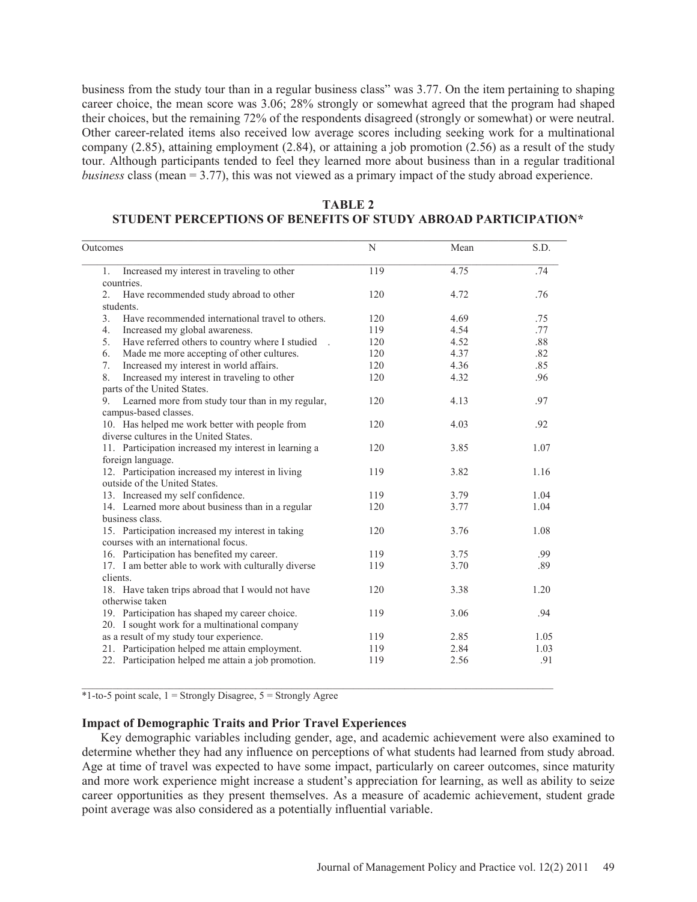business from the study tour than in a regular business class" was 3.77. On the item pertaining to shaping career choice, the mean score was 3.06; 28% strongly or somewhat agreed that the program had shaped their choices, but the remaining 72% of the respondents disagreed (strongly or somewhat) or were neutral. Other career-related items also received low average scores including seeking work for a multinational company (2.85), attaining employment (2.84), or attaining a job promotion (2.56) as a result of the study tour. Although participants tended to feel they learned more about business than in a regular traditional *business* class (mean = 3.77), this was not viewed as a primary impact of the study abroad experience.

**TABLE 2**
**STUDENT PERCEPTIONS OF BENEFITS OF STUDY ABROAD PARTICIPATION***

| Outcomes | N | Mean | S.D. |
|---|---|---|---|
| 1. Increased my interest in traveling to other countries. | 119 | 4.75 | .74 |
| 2. Have recommended study abroad to other students. | 120 | 4.72 | .76 |
| 3. Have recommended international travel to others. | 120 | 4.69 | .75 |
| 4. Increased my global awareness. | 119 | 4.54 | .77 |
| 5. Have referred others to country where I studied . | 120 | 4.52 | .88 |
| 6. Made me more accepting of other cultures. | 120 | 4.37 | .82 |
| 7. Increased my interest in world affairs. | 120 | 4.36 | .85 |
| 8. Increased my interest in traveling to other parts of the United States. | 120 | 4.32 | .96 |
| 9. Learned more from study tour than in my regular, campus-based classes. | 120 | 4.13 | .97 |
| 10. Has helped me work better with people from diverse cultures in the United States. | 120 | 4.03 | .92 |
| 11. Participation increased my interest in learning a foreign language. | 120 | 3.85 | 1.07 |
| 12. Participation increased my interest in living outside of the United States. | 119 | 3.82 | 1.16 |
| 13. Increased my self confidence. | 119 | 3.79 | 1.04 |
| 14. Learned more about business than in a regular business class. | 120 | 3.77 | 1.04 |
| 15. Participation increased my interest in taking courses with an international focus. | 120 | 3.76 | 1.08 |
| 16. Participation has benefited my career. | 119 | 3.75 | .99 |
| 17. I am better able to work with culturally diverse clients. | 119 | 3.70 | .89 |
| 18. Have taken trips abroad that I would not have otherwise taken | 120 | 3.38 | 1.20 |
| 19. Participation has shaped my career choice. | 119 | 3.06 | .94 |
| 20. I sought work for a multinational company as a result of my study tour experience. | 119 | 2.85 | 1.05 |
| 21. Participation helped me attain employment. | 119 | 2.84 | 1.03 |
| 22. Participation helped me attain a job promotion. | 119 | 2.56 | .91 |

*1-to-5 point scale, 1 = Strongly Disagree, 5 = Strongly Agree

**Impact of Demographic Traits and Prior Travel Experiences**

Key demographic variables including gender, age, and academic achievement were also examined to determine whether they had any influence on perceptions of what students had learned from study abroad. Age at time of travel was expected to have some impact, particularly on career outcomes, since maturity and more work experience might increase a student's appreciation for learning, as well as ability to seize career opportunities as they present themselves. As a measure of academic achievement, student grade point average was also considered as a potentially influential variable.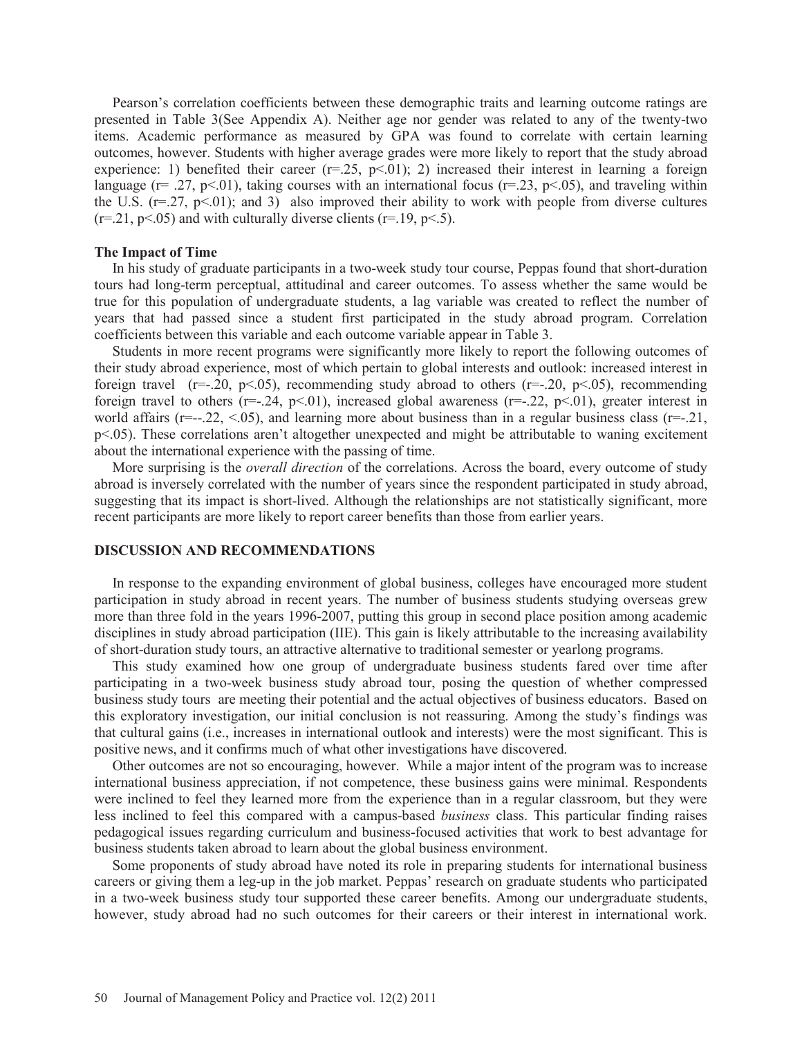Pearson's correlation coefficients between these demographic traits and learning outcome ratings are presented in Table 3(See Appendix A). Neither age nor gender was related to any of the twenty-two items. Academic performance as measured by GPA was found to correlate with certain learning outcomes, however. Students with higher average grades were more likely to report that the study abroad experience: 1) benefited their career ($r=.25$, $p<.01$); 2) increased their interest in learning a foreign language ($r= .27$, $p<.01$), taking courses with an international focus ($r=.23$, $p<.05$), and traveling within the U.S. ($r=.27$, $p<.01$); and 3) also improved their ability to work with people from diverse cultures ($r=.21$, $p<.05$) and with culturally diverse clients ($r=.19$, $p<.5$).

### The Impact of Time

In his study of graduate participants in a two-week study tour course, Peppas found that short-duration tours had long-term perceptual, attitudinal and career outcomes. To assess whether the same would be true for this population of undergraduate students, a lag variable was created to reflect the number of years that had passed since a student first participated in the study abroad program. Correlation coefficients between this variable and each outcome variable appear in Table 3.

Students in more recent programs were significantly more likely to report the following outcomes of their study abroad experience, most of which pertain to global interests and outlook: increased interest in foreign travel ($r=-.20$, $p<.05$), recommending study abroad to others ($r=-.20$, $p<.05$), recommending foreign travel to others ($r=-.24$, $p<.01$), increased global awareness ($r=-.22$, $p<.01$), greater interest in world affairs ($r=--.22$, $<.05$), and learning more about business than in a regular business class ($r=-.21$, $p<.05$). These correlations aren't altogether unexpected and might be attributable to waning excitement about the international experience with the passing of time.

More surprising is the *overall direction* of the correlations. Across the board, every outcome of study abroad is inversely correlated with the number of years since the respondent participated in study abroad, suggesting that its impact is short-lived. Although the relationships are not statistically significant, more recent participants are more likely to report career benefits than those from earlier years.

## DISCUSSION AND RECOMMENDATIONS

In response to the expanding environment of global business, colleges have encouraged more student participation in study abroad in recent years. The number of business students studying overseas grew more than three fold in the years 1996-2007, putting this group in second place position among academic disciplines in study abroad participation (IIE). This gain is likely attributable to the increasing availability of short-duration study tours, an attractive alternative to traditional semester or yearlong programs.

This study examined how one group of undergraduate business students fared over time after participating in a two-week business study abroad tour, posing the question of whether compressed business study tours are meeting their potential and the actual objectives of business educators. Based on this exploratory investigation, our initial conclusion is not reassuring. Among the study's findings was that cultural gains (i.e., increases in international outlook and interests) were the most significant. This is positive news, and it confirms much of what other investigations have discovered.

Other outcomes are not so encouraging, however. While a major intent of the program was to increase international business appreciation, if not competence, these business gains were minimal. Respondents were inclined to feel they learned more from the experience than in a regular classroom, but they were less inclined to feel this compared with a campus-based *business* class. This particular finding raises pedagogical issues regarding curriculum and business-focused activities that work to best advantage for business students taken abroad to learn about the global business environment.

Some proponents of study abroad have noted its role in preparing students for international business careers or giving them a leg-up in the job market. Peppas' research on graduate students who participated in a two-week business study tour supported these career benefits. Among our undergraduate students, however, study abroad had no such outcomes for their careers or their interest in international work.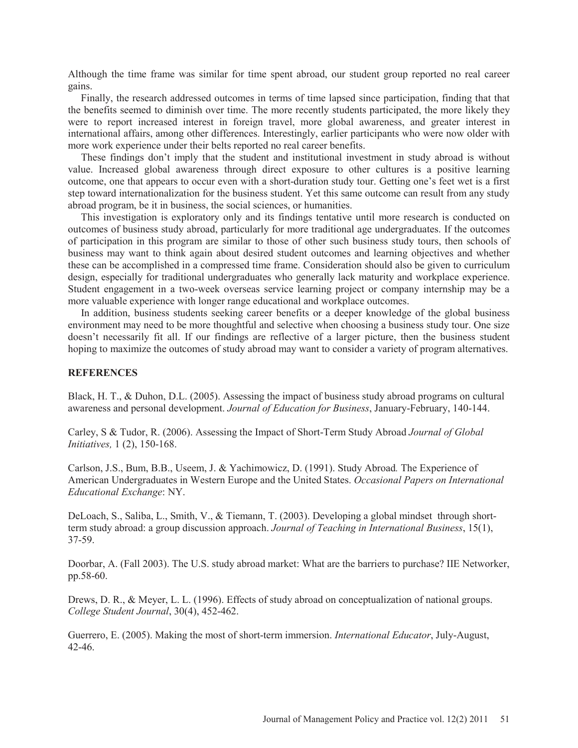Although the time frame was similar for time spent abroad, our student group reported no real career gains.

Finally, the research addressed outcomes in terms of time lapsed since participation, finding that that the benefits seemed to diminish over time. The more recently students participated, the more likely they were to report increased interest in foreign travel, more global awareness, and greater interest in international affairs, among other differences. Interestingly, earlier participants who were now older with more work experience under their belts reported no real career benefits.

These findings don't imply that the student and institutional investment in study abroad is without value. Increased global awareness through direct exposure to other cultures is a positive learning outcome, one that appears to occur even with a short-duration study tour. Getting one's feet wet is a first step toward internationalization for the business student. Yet this same outcome can result from any study abroad program, be it in business, the social sciences, or humanities.

This investigation is exploratory only and its findings tentative until more research is conducted on outcomes of business study abroad, particularly for more traditional age undergraduates. If the outcomes of participation in this program are similar to those of other such business study tours, then schools of business may want to think again about desired student outcomes and learning objectives and whether these can be accomplished in a compressed time frame. Consideration should also be given to curriculum design, especially for traditional undergraduates who generally lack maturity and workplace experience. Student engagement in a two-week overseas service learning project or company internship may be a more valuable experience with longer range educational and workplace outcomes.

In addition, business students seeking career benefits or a deeper knowledge of the global business environment may need to be more thoughtful and selective when choosing a business study tour. One size doesn't necessarily fit all. If our findings are reflective of a larger picture, then the business student hoping to maximize the outcomes of study abroad may want to consider a variety of program alternatives.

## REFERENCES

Black, H. T., & Duhon, D.L. (2005). Assessing the impact of business study abroad programs on cultural awareness and personal development. *Journal of Education for Business*, January-February, 140-144.

Carley, S & Tudor, R. (2006). Assessing the Impact of Short-Term Study Abroad *Journal of Global Initiatives,* 1 (2), 150-168.

Carlson, J.S., Bum, B.B., Useem, J. & Yachimowicz, D. (1991). Study Abroad*.* The Experience of American Undergraduates in Western Europe and the United States. *Occasional Papers on International Educational Exchange*: NY.

DeLoach, S., Saliba, L., Smith, V., & Tiemann, T. (2003). Developing a global mindset through short-term study abroad: a group discussion approach. *Journal of Teaching in International Business*, 15(1), 37-59.

Doorbar, A. (Fall 2003). The U.S. study abroad market: What are the barriers to purchase? IIE Networker, pp.58-60.

Drews, D. R., & Meyer, L. L. (1996). Effects of study abroad on conceptualization of national groups. *College Student Journal*, 30(4), 452-462.

Guerrero, E. (2005). Making the most of short-term immersion. *International Educator*, July-August, 42-46.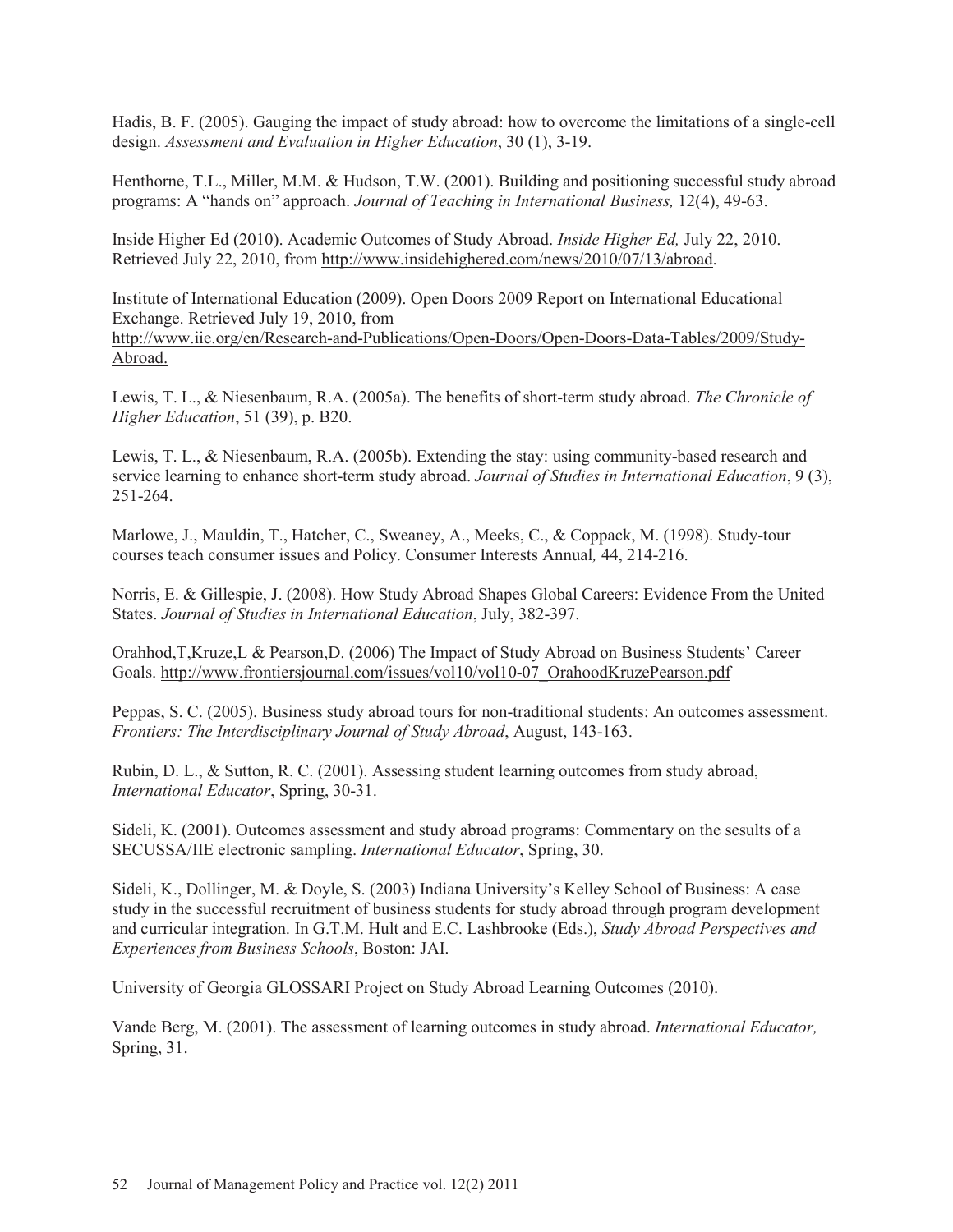Hadis, B. F. (2005). Gauging the impact of study abroad: how to overcome the limitations of a single-cell design. *Assessment and Evaluation in Higher Education*, 30 (1), 3-19.

Henthorne, T.L., Miller, M.M. & Hudson, T.W. (2001). Building and positioning successful study abroad programs: A "hands on" approach. *Journal of Teaching in International Business,* 12(4), 49-63.

Inside Higher Ed (2010). Academic Outcomes of Study Abroad. *Inside Higher Ed,* July 22, 2010. Retrieved July 22, 2010, from http://www.insidehighered.com/news/2010/07/13/abroad.

Institute of International Education (2009). Open Doors 2009 Report on International Educational Exchange. Retrieved July 19, 2010, from http://www.iie.org/en/Research-and-Publications/Open-Doors/Open-Doors-Data-Tables/2009/Study-Abroad.

Lewis, T. L., & Niesenbaum, R.A. (2005a). The benefits of short-term study abroad. *The Chronicle of Higher Education*, 51 (39), p. B20.

Lewis, T. L., & Niesenbaum, R.A. (2005b). Extending the stay: using community-based research and service learning to enhance short-term study abroad. *Journal of Studies in International Education*, 9 (3), 251-264.

Marlowe, J., Mauldin, T., Hatcher, C., Sweaney, A., Meeks, C., & Coppack, M. (1998). Study-tour courses teach consumer issues and Policy. Consumer Interests Annual*,* 44, 214-216.

Norris, E. & Gillespie, J. (2008). How Study Abroad Shapes Global Careers: Evidence From the United States. *Journal of Studies in International Education*, July, 382-397.

Orahhod,T,Kruze,L & Pearson,D. (2006) The Impact of Study Abroad on Business Students' Career Goals. http://www.frontiersjournal.com/issues/vol10/vol10-07_OrahoodKruzePearson.pdf

Peppas, S. C. (2005). Business study abroad tours for non-traditional students: An outcomes assessment. *Frontiers: The Interdisciplinary Journal of Study Abroad*, August, 143-163.

Rubin, D. L., & Sutton, R. C. (2001). Assessing student learning outcomes from study abroad, *International Educator*, Spring, 30-31.

Sideli, K. (2001). Outcomes assessment and study abroad programs: Commentary on the sesults of a SECUSSA/IIE electronic sampling. *International Educator*, Spring, 30.

Sideli, K., Dollinger, M. & Doyle, S. (2003) Indiana University's Kelley School of Business: A case study in the successful recruitment of business students for study abroad through program development and curricular integration. In G.T.M. Hult and E.C. Lashbrooke (Eds.), *Study Abroad Perspectives and Experiences from Business Schools*, Boston: JAI.

University of Georgia GLOSSARI Project on Study Abroad Learning Outcomes (2010).

Vande Berg, M. (2001). The assessment of learning outcomes in study abroad. *International Educator,* Spring, 31.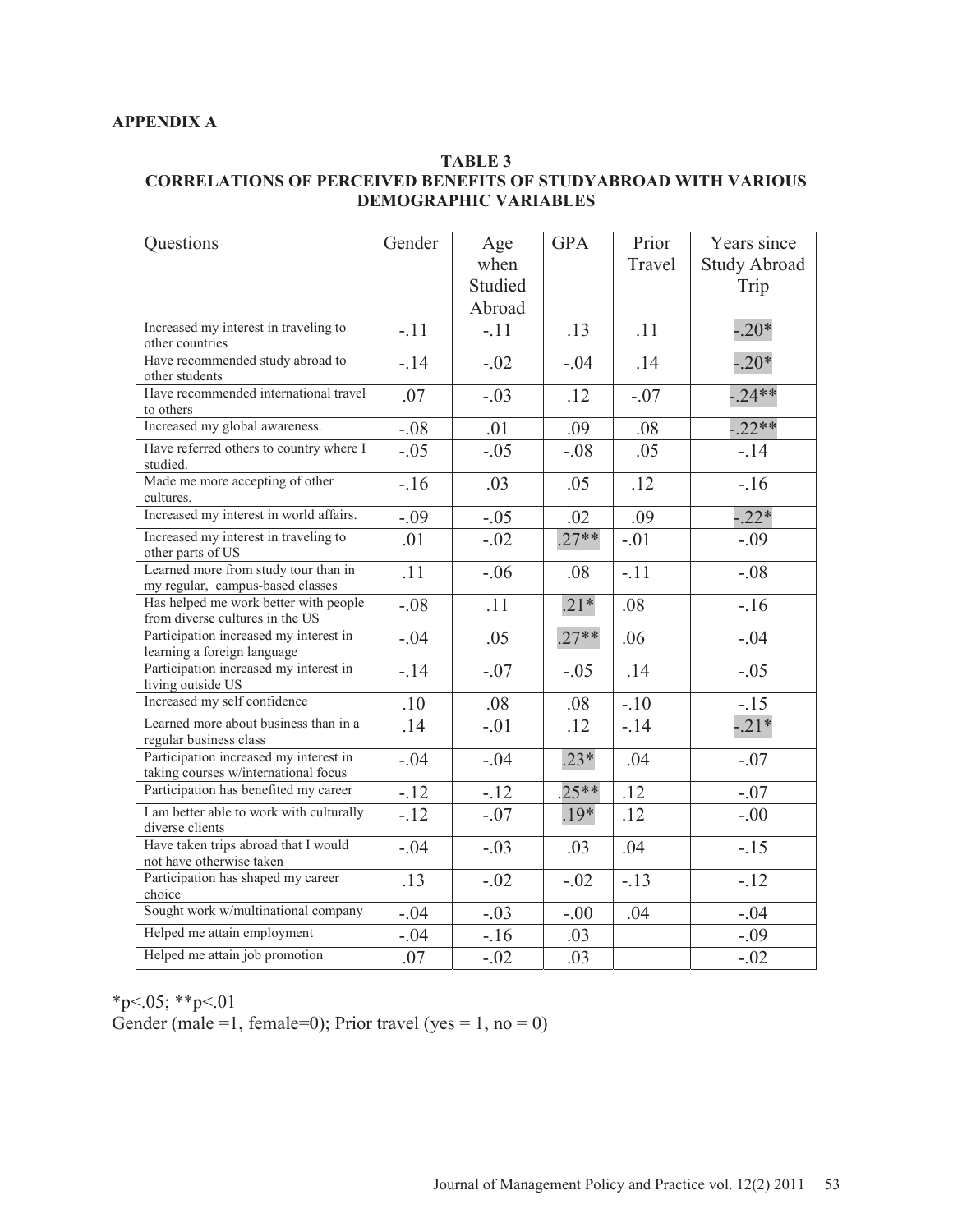**APPENDIX A**

**TABLE 3**
**CORRELATIONS OF PERCEIVED BENEFITS OF STUDYABROAD WITH VARIOUS DEMOGRAPHIC VARIABLES**

| Questions | Gender | Age when Studied Abroad | GPA | Prior Travel | Years since Study Abroad Trip |
|---|---|---|---|---|---|
| Increased my interest in traveling to other countries | -.11 | -.11 | .13 | .11 | -.20* |
| Have recommended study abroad to other students | -.14 | -.02 | -.04 | .14 | -.20* |
| Have recommended international travel to others | .07 | -.03 | .12 | -.07 | -.24** |
| Increased my global awareness. | -.08 | .01 | .09 | .08 | -.22** |
| Have referred others to country where I studied. | -.05 | -.05 | -.08 | .05 | -.14 |
| Made me more accepting of other cultures. | -.16 | .03 | .05 | .12 | -.16 |
| Increased my interest in world affairs. | -.09 | -.05 | .02 | .09 | -.22* |
| Increased my interest in traveling to other parts of US | .01 | -.02 | .27** | -.01 | -.09 |
| Learned more from study tour than in my regular, campus-based classes | .11 | -.06 | .08 | -.11 | -.08 |
| Has helped me work better with people from diverse cultures in the US | -.08 | .11 | .21* | .08 | -.16 |
| Participation increased my interest in learning a foreign language | -.04 | .05 | .27** | .06 | -.04 |
| Participation increased my interest in living outside US | -.14 | -.07 | -.05 | .14 | -.05 |
| Increased my self confidence | .10 | .08 | .08 | -.10 | -.15 |
| Learned more about business than in a regular business class | .14 | -.01 | .12 | -.14 | -.21* |
| Participation increased my interest in taking courses w/international focus | -.04 | -.04 | .23* | .04 | -.07 |
| Participation has benefited my career | -.12 | -.12 | .25** | .12 | -.07 |
| I am better able to work with culturally diverse clients | -.12 | -.07 | .19* | .12 | -.00 |
| Have taken trips abroad that I would not have otherwise taken | -.04 | -.03 | .03 | .04 | -.15 |
| Participation has shaped my career choice | .13 | -.02 | -.02 | -.13 | -.12 |
| Sought work w/multinational company | -.04 | -.03 | -.00 | .04 | -.04 |
| Helped me attain employment | -.04 | -.16 | .03 | | -.09 |
| Helped me attain job promotion | .07 | -.02 | .03 | | -.02 |

*p<.05; **p<.01
Gender (male =1, female=0); Prior travel (yes = 1, no = 0)